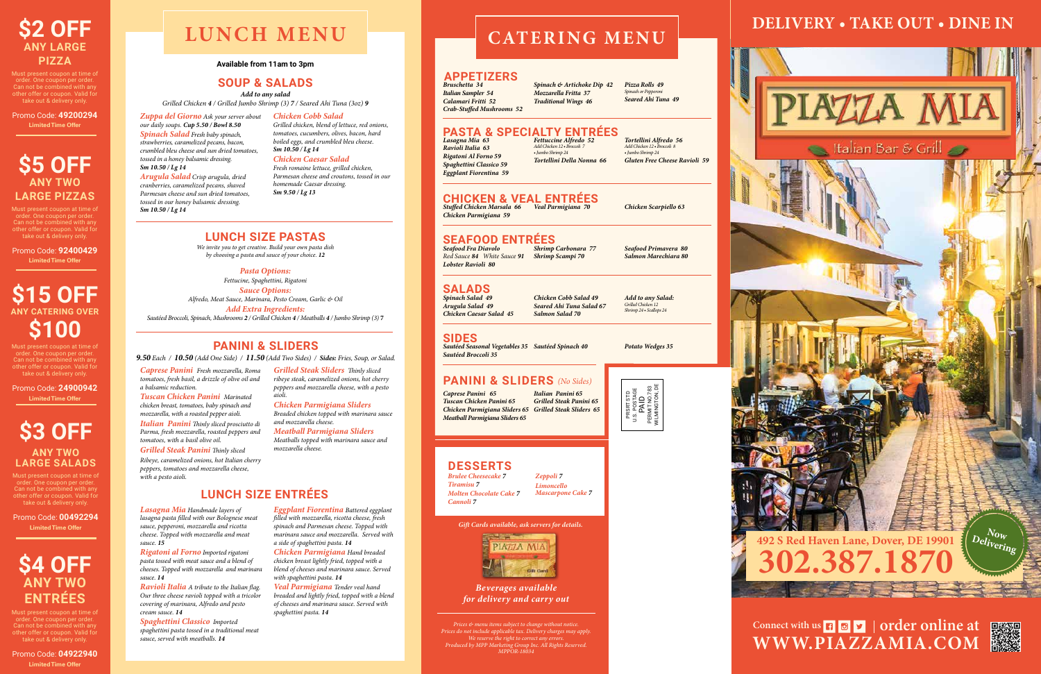## $2 OFF ANY LARGE PIZZA

Must present coupon at time of order. One coupon per order. Can not be combined with any other offer or coupon. Valid for take out & delivery only.

Promo Code: **49200294**
**Limited Time Offer**

## $5 OFF ANY TWO LARGE PIZZAS

Must present coupon at time of order. One coupon per order. Can not be combined with any other offer or coupon. Valid for take out & delivery only.

Promo Code: **92400429**
**Limited Time Offer**

## $15 OFF ANY CATERING OVER $100

Must present coupon at time of order. One coupon per order. Can not be combined with any other offer or coupon. Valid for take out & delivery only.

Promo Code: **24900942**
**Limited Time Offer**

## $3 OFF ANY TWO LARGE SALADS

Must present coupon at time of order. One coupon per order. Can not be combined with any other offer or coupon. Valid for take out & delivery only.

Promo Code: **00492294**
**Limited Time Offer**

## $4 OFF ANY TWO ENTRÉES

Must present coupon at time of order. One coupon per order. Can not be combined with any other offer or coupon. Valid for take out & delivery only.

Promo Code: **04922940**
**Limited Time Offer**

# LUNCH MENU

**Available from 11am to 3pm**

## SOUP & SALADS

*Add to any salad*
*Grilled Chicken 4 / Grilled Jumbo Shrimp (3) 7 / Seared Ahi Tuna (3oz) 9*

*Zuppa del Giorno* *Ask your server about our daily soups.* ***Cup 5.50 / Bowl 8.50***

*Spinach Salad* *Fresh baby spinach, strawberries, caramelized pecans, bacon, crumbled bleu cheese and sun dried tomatoes, tossed in a honey balsamic dressing.* ***Sm 10.50 / Lg 14***

*Arugula Salad* *Crisp arugula, dried cranberries, caramelized pecans, shaved Parmesan cheese and sun dried tomatoes, tossed in our honey balsamic dressing.* ***Sm 10.50 / Lg 14***

*Chicken Cobb Salad* *Grilled chicken, blend of lettuce, red onions, tomatoes, cucumbers, olives, bacon, hard boiled eggs, and crumbled bleu cheese.* ***Sm 10.50 / Lg 14***

*Chicken Caesar Salad* *Fresh romaine lettuce, grilled chicken, Parmesan cheese and croutons, tossed in our homemade Caesar dressing.* ***Sm 9.50 / Lg 13***

## LUNCH SIZE PASTAS

*We invite you to get creative. Build your own pasta dish by choosing a pasta and sauce of your choice.* ***12***

*Pasta Options:*
*Fettucine, Spaghettini, Rigatoni*

*Sauce Options:*
*Alfredo, Meat Sauce, Marinara, Pesto Cream, Garlic & Oil*

*Add Extra Ingredients:*
*Sautéed Broccoli, Spinach, Mushrooms 2 / Grilled Chicken 4 / Meatballs 4 / Jumbo Shrimp (3) 7*

## PANINI & SLIDERS

***9.50** Each / **10.50** (Add One Side) / **11.50** (Add Two Sides) / Sides: Fries, Soup, or Salad.*

*Caprese Panini* *Fresh mozzarella, Roma tomatoes, fresh basil, a drizzle of olive oil and a balsamic reduction.*

*Tuscan Chicken Panini* *Marinated chicken breast, tomatoes, baby spinach and mozzarella, with a roasted pepper aioli.*

*Italian Panini* *Thinly sliced prosciutto di Parma, fresh mozzarella, roasted peppers and tomatoes, with a basil olive oil.*

*Grilled Steak Panini* *Thinly sliced Ribeye, caramelized onions, hot Italian cherry peppers, tomatoes and mozzarella cheese, with a pesto aioli.*

*Grilled Steak Sliders* *Thinly sliced ribeye steak, caramelized onions, hot cherry peppers and mozzarella cheese, with a pesto aioli.*

*Chicken Parmigiana Sliders* *Breaded chicken topped with marinara sauce and mozzarella cheese.*

*Meatball Parmigiana Sliders* *Meatballs topped with marinara sauce and mozzarella cheese.*

## LUNCH SIZE ENTRÉES

*Lasagna Mia* *Handmade layers of lasagna pasta filled with our Bolognese meat sauce, pepperoni, mozzarella and ricotta cheese. Topped with mozzarella and meat sauce.* ***15***

*Rigatoni al Forno* *Imported rigatoni pasta tossed with meat sauce and a blend of cheeses. Topped with mozzarella and marinara sauce.* ***14***

*Ravioli Italia* *A tribute to the Italian flag. Our three cheese ravioli topped with a tricolor covering of marinara, Alfredo and pesto cream sauce.* ***14***

*Spaghettini Classico* *Imported spaghettini pasta tossed in a traditional meat sauce, served with meatballs.* ***14***

*Eggplant Fiorentina* *Battered eggplant filled with mozzarella, ricotta cheese, fresh spinach and Parmesan cheese. Topped with marinara sauce and mozzarella. Served with a side of spaghettini pasta.* ***14***

*Chicken Parmigiana* *Hand breaded chicken breast lightly fried, topped with a blend of cheeses and marinara sauce. Served with spaghettini pasta.* ***14***

*Veal Parmigiana* *Tender veal hand breaded and lightly fried, topped with a blend of cheeses and marinara sauce. Served with spaghettini pasta.* ***14***

# CATERING MENU

## APPETIZERS

*Bruschetta 34*
*Italian Sampler 54*
*Calamari Fritti 52*
*Crab-Stuffed Mushrooms 52*
*Spinach & Artichoke Dip 42*
*Mozzarella Fritta 37*
*Traditional Wings 46*
*Pizza Rolls 49* (*Spinach or Pepperoni*)
*Seared Ahi Tuna 49*

## PASTA & SPECIALTY ENTRÉES

*Lasagna Mia 63*
*Ravioli Italia 63*
*Rigatoni Al Forno 59*
*Spaghettini Classico 59*
*Eggplant Fiorentina 59*
*Fettuccine Alfredo 52* (*Add Chicken 12 • Broccoli 7 • Jumbo Shrimp 24*)
*Tortellini Della Nonna 66*
*Tortellini Alfredo 56* (*Add Chicken 12 • Broccoli 8 • Jumbo Shrimp 24*)
*Gluten Free Cheese Ravioli 59*

## CHICKEN & VEAL ENTRÉES

*Stuffed Chicken Marsala 66*
*Chicken Parmigiana 59*
*Veal Parmigiana 70*
*Chicken Scarpiello 63*

## SEAFOOD ENTRÉES

*Seafood Fra Diavolo*
*Red Sauce 84 White Sauce 91*
*Lobster Ravioli 80*
*Shrimp Carbonara 77*
*Shrimp Scampi 70*
*Seafood Primavera 80*
*Salmon Marechiara 80*

## SALADS

*Spinach Salad 49*
*Arugula Salad 49*
*Chicken Caesar Salad 45*
*Chicken Cobb Salad 49*
*Seared Ahi Tuna Salad 67*
*Salmon Salad 70*
*Add to any Salad:* *Grilled Chicken 12, Shrimp 24 • Scallops 24*

## SIDES

*Sautéed Seasonal Vegetables 35*
*Sautéed Broccoli 35*
*Sautéed Spinach 40*
*Potato Wedges 35*

## PANINI & SLIDERS *(No Sides)*

*Caprese Panini 65*
*Tuscan Chicken Panini 65*
*Chicken Parmigiana Sliders 65*
*Meatball Parmigiana Sliders 65*
*Italian Panini 65*
*Grilled Steak Panini 65*
*Grilled Steak Sliders 65*

PRSRT STD
U.S. POSTAGE
PAID
PERMIT NO.783
WILMINGTON, DE

## DESSERTS

*Brulee Cheesecake 7*
*Tiramisu 7*
*Molten Chocolate Cake 7*
*Cannoli 7*
*Zeppoli 7*
*Limoncello Mascarpone Cake 7*

*Gift Cards available, ask servers for details.*

*Beverages available for delivery and carry out*

*Prices & menu items subject to change without notice. Prices do not include applicable tax. Delivery charges may apply. We reserve the right to correct any errors. Produced by MPP Marketing Group Inc. All Rights Reserved. MPPOR-18034*

# DELIVERY • TAKE OUT • DINE IN

# PIAZZA MIA
Italian Bar & Grill

Now Delivering

**492 S Red Haven Lane, Dover, DE 19901**
# 302.387.1870

Connect with us | **order online at WWW.PIAZZAMIA.COM**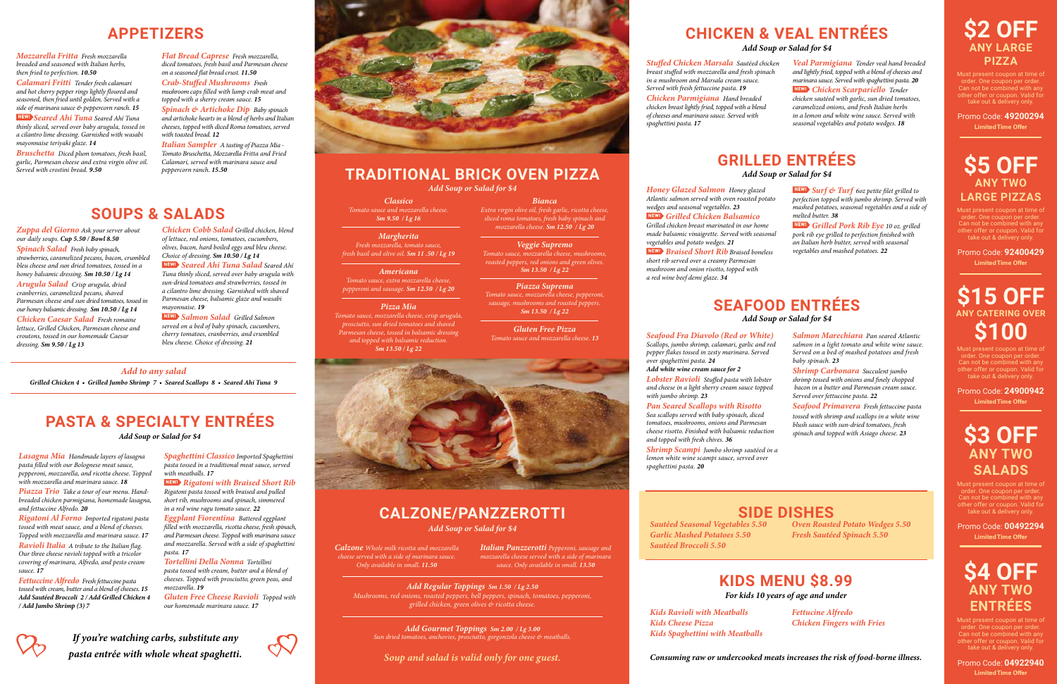## APPETIZERS

***Mozzarella Fritta*** *Fresh mozzarella breaded and seasoned with Italian herbs, then fried to perfection. 10.50*

***Calamari Fritti*** *Tender fresh calamari and hot cherry pepper rings lightly floured and seasoned, then fried until golden. Served with a side of marinara sauce & peppercorn ranch. 15*

NEW ***Seared Ahi Tuna*** *Seared Ahi Tuna thinly sliced, served over baby arugula, tossed in a cilantro lime dressing. Garnished with wasabi mayonnaise teriyaki glaze. 14*

***Bruschetta*** *Diced plum tomatoes, fresh basil, garlic, Parmesan cheese and extra virgin olive oil. Served with crostini bread. 9.50*

***Flat Bread Caprese*** *Fresh mozzarella, diced tomatoes, fresh basil and Parmesan cheese on a seasoned flat bread crust. 11.50*

***Crab-Stuffed Mushrooms*** *Fresh mushroom caps filled with lump crab meat and topped with a sherry cream sauce. 15*

***Spinach & Artichoke Dip*** *Baby spinach and artichoke hearts in a blend of herbs and Italian cheeses, topped with diced Roma tomatoes, served with toasted bread. 12*

***Italian Sampler*** *A tasting of Piazza Mia - Tomato Bruschetta, Mozzarella Fritta and Fried Calamari, served with marinara sauce and peppercorn ranch. 15.50*

## SOUPS & SALADS

***Zuppa del Giorno*** *Ask your server about our daily soups. Cup 5.50 / Bowl 8.50*

***Spinach Salad*** *Fresh baby spinach, strawberries, caramelized pecans, bacon, crumbled bleu cheese and sun dried tomatoes, tossed in a honey balsamic dressing. Sm 10.50 / Lg 14*

***Arugula Salad*** *Crisp arugula, dried cranberries, caramelized pecans, shaved Parmesan cheese and sun dried tomatoes, tossed in our honey balsamic dressing. Sm 10.50 / Lg 14*

***Chicken Caesar Salad*** *Fresh romaine lettuce, Grilled Chicken, Parmesan cheese and croutons, tossed in our homemade Caesar dressing. Sm 9.50 / Lg 13*

***Chicken Cobb Salad*** *Grilled chicken, blend of lettuce, red onions, tomatoes, cucumbers, olives, bacon, hard boiled eggs and bleu cheese. Choice of dressing. Sm 10.50 / Lg 14*

NEW ***Seared Ahi Tuna Salad*** *Seared Ahi Tuna thinly sliced, served over baby arugula with sun-dried tomatoes and strawberries, tossed in a cilantro lime dressing. Garnished with shaved Parmesan cheese, balsamic glaze and wasabi mayonnaise. 19*

NEW ***Salmon Salad*** *Grilled Salmon served on a bed of baby spinach, cucumbers, cherry tomatoes, cranberries, and crumbled bleu cheese. Choice of dressing. 21*

***Add to any salad***

***Grilled Chicken 4 • Grilled Jumbo Shrimp 7 • Seared Scallops 8 • Seared Ahi Tuna 9***

## PASTA & SPECIALTY ENTRÉES

*Add Soup or Salad for $4*

***Lasagna Mia*** *Handmade layers of lasagna pasta filled with our Bolognese meat sauce, pepperoni, mozzarella, and ricotta cheese. Topped with mozzarella and marinara sauce. 18*

***Piazza Trio*** *Take a tour of our menu. Hand-breaded chicken parmigiana, homemade lasagna, and fettuccine Alfredo. 20*

***Rigatoni Al Forno*** *Imported rigatoni pasta tossed with meat sauce, and a blend of cheeses. Topped with mozzarella and marinara sauce. 17*

***Ravioli Italia*** *A tribute to the Italian flag. Our three cheese ravioli topped with a tricolor covering of marinara, Alfredo, and pesto cream sauce. 17*

***Fettuccine Alfredo*** *Fresh fettuccine pasta tossed with cream, butter and a blend of cheeses. 15*
***Add Sautéed Broccoli 2 / Add Grilled Chicken 4 / Add Jumbo Shrimp (3) 7***

***Spaghettini Classico*** *Imported Spaghettini pasta tossed in a traditional meat sauce, served with meatballs. 17*

NEW ***Rigatoni with Braised Short Rib*** *Rigatoni pasta tossed with braised and pulled short rib, mushrooms and spinach, simmered in a red wine ragu tomato sauce. 22*

***Eggplant Fiorentina*** *Battered eggplant filled with mozzarella, ricotta cheese, fresh spinach, and Parmesan cheese. Topped with marinara sauce and mozzarella. Served with a side of spaghettini pasta. 17*

***Tortellini Della Nonna*** *Tortellini pasta tossed with cream, butter and a blend of cheeses. Topped with prosciutto, green peas, and mozzarella. 19*

***Gluten Free Cheese Ravioli*** *Topped with our homemade marinara sauce. 17*

***If you're watching carbs, substitute any pasta entrée with whole wheat spaghetti.***

## TRADITIONAL BRICK OVEN PIZZA

*Add Soup or Salad for $4*

***Classico***
*Tomato sauce and mozzarella cheese. Sm 9.50 / Lg 16*

***Margherita***
*Fresh mozzarella, tomato sauce, fresh basil and olive oil. Sm 11 .50 / Lg 19*

***Americana***
*Tomato sauce, extra mozzarella cheese, pepperoni and sausage. Sm 12.50 / Lg 20*

***Pizza Mia***
*Tomato sauce, mozzarella cheese, crisp arugula, prosciutto, sun dried tomatoes and shaved Parmesan cheese, tossed in balsamic dressing and topped with balsamic reduction. Sm 13.50 / Lg 22*

***Bianca***
*Extra virgin olive oil, fresh garlic, ricotta cheese, sliced roma tomatoes, fresh baby spinach and mozzarella cheese. Sm 12.50 / Lg 20*

***Veggie Supremo***
*Tomato sauce, mozzarella cheese, mushrooms, roasted peppers, red onions and green olives. Sm 13.50 / Lg 22*

***Piazza Suprema***
*Tomato sauce, mozzarella cheese, pepperoni, sausage, mushrooms and roasted peppers. Sm 13.50 / Lg 22*

***Gluten Free Pizza***
*Tomato sauce and mozzarella cheese. 13*

## CALZONE/PANZZEROTTI

*Add Soup or Salad for $4*

***Calzone*** *Whole milk ricotta and mozzarella cheese served with a side of marinara sauce. Only available in small. 11.50*

***Italian Panzzerotti*** *Pepperoni, sausage and mozzarella cheese served with a side of marinara sauce. Only available in small. 13.50*

***Add Regular Toppings*** *Sm 1.50 / Lg 2.50*
*Mushrooms, red onions, roasted peppers, bell peppers, spinach, tomatoes, pepperoni, grilled chicken, green olives & ricotta cheese.*

***Add Gourmet Toppings*** *Sm 2.00 / Lg 3.00*
*Sun dried tomatoes, anchovies, prosciutto, gorgonzola cheese & meatballs.*

***Soup and salad is valid only for one guest.***

## CHICKEN & VEAL ENTRÉES

*Add Soup or Salad for $4*

***Stuffed Chicken Marsala*** *Sautéed chicken breast stuffed with mozzarella and fresh spinach in a mushroom and Marsala cream sauce. Served with fresh fettuccine pasta. 19*

***Chicken Parmigiana*** *Hand breaded chicken breast lightly fried, topped with a blend of cheeses and marinara sauce. Served with spaghettini pasta. 17*

***Veal Parmigiana*** *Tender veal hand breaded and lightly fried, topped with a blend of cheeses and marinara sauce. Served with spaghettini pasta. 20*

NEW ***Chicken Scarpariello*** *Tender chicken sautéed with garlic, sun dried tomatoes, caramelized onions, and fresh Italian herbs in a lemon and white wine sauce. Served with seasonal vegetables and potato wedges. 18*

## GRILLED ENTRÉES

*Add Soup or Salad for $4*

***Honey Glazed Salmon*** *Honey glazed Atlantic salmon served with oven roasted potato wedges and seasonal vegetables. 23*

NEW ***Grilled Chicken Balsamico*** *Grilled chicken breast marinated in our home made balsamic vinaigrette. Served with seasonal vegetables and potato wedges. 21*

NEW ***Braised Short Rib*** *Braised boneless short rib served over a creamy Parmesan mushroom and onion risotto, topped with a red wine beef demi glaze. 34*

NEW ***Surf & Turf*** *6oz petite filet grilled to perfection topped with jumbo shrimp. Served with mashed potatoes, seasonal vegetables and a side of melted butter. 38*

NEW ***Grilled Pork Rib Eye*** *10 oz. grilled pork rib eye grilled to perfection finished with an Italian herb butter, served with seasonal vegetables and mashed potatoes. 22*

## SEAFOOD ENTRÉES

*Add Soup or Salad for $4*

***Seafood Fra Diavolo (Red or White)*** *Scallops, jumbo shrimp, calamari, garlic and red pepper flakes tossed in zesty marinara. Served over spaghettini pasta. 24*
***Add white wine cream sauce for 2***

***Lobster Ravioli*** *Stuffed pasta with lobster and cheese in a light sherry cream sauce topped with jumbo shrimp. 23*

***Pan Seared Scallops with Risotto*** *Sea scallops served with baby spinach, diced tomatoes, mushrooms, onions and Parmesan cheese risotto. Finished with balsamic reduction and topped with fresh chives. 36*

***Shrimp Scampi*** *Jumbo shrimp sautéed in a lemon white wine scampi sauce, served over spaghettini pasta. 20*

***Salmon Marechiara*** *Pan seared Atlantic salmon in a light tomato and white wine sauce. Served on a bed of mashed potatoes and fresh baby spinach. 23*

***Shrimp Carbonara*** *Succulent jumbo shrimp tossed with onions and finely chopped bacon in a butter and Parmesan cream sauce. Served over fettuccine pasta. 22*

***Seafood Primavera*** *Fresh fettuccine pasta tossed with shrimp and scallops in a white wine blush sauce with sun-dried tomatoes, fresh spinach and topped with Asiago cheese. 23*

## SIDE DISHES

***Sautéed Seasonal Vegetables 5.50***
***Garlic Mashed Potatoes 5.50***
***Sautéed Broccoli 5.50***
***Oven Roasted Potato Wedges 5.50***
***Fresh Sautéed Spinach 5.50***

## KIDS MENU $8.99

*For kids 10 years of age and under*

***Kids Ravioli with Meatballs***
***Kids Cheese Pizza***
***Kids Spaghettini with Meatballs***
***Fettucine Alfredo***
***Chicken Fingers with Fries***

***Consuming raw or undercooked meats increases the risk of food-borne illness.***

## $2 OFF ANY LARGE PIZZA

Must present coupon at time of order. One coupon per order. Can not be combined with any other offer or coupon. Valid for take out & delivery only.

Promo Code: **49200294**
**Limited Time Offer**

## $5 OFF ANY TWO LARGE PIZZAS

Must present coupon at time of order. One coupon per order. Can not be combined with any other offer or coupon. Valid for take out & delivery only.

Promo Code: **92400429**
**Limited Time Offer**

## $15 OFF ANY CATERING OVER $100

Must present coupon at time of order. One coupon per order. Can not be combined with any other offer or coupon. Valid for take out & delivery only.

Promo Code: **24900942**
**Limited Time Offer**

## $3 OFF ANY TWO SALADS

Must present coupon at time of order. One coupon per order. Can not be combined with any other offer or coupon. Valid for take out & delivery only.

Promo Code: **00492294**
**Limited Time Offer**

## $4 OFF ANY TWO ENTRÉES

Must present coupon at time of order. One coupon per order. Can not be combined with any other offer or coupon. Valid for take out & delivery only.

Promo Code: **04922940**
**Limited Time Offer**